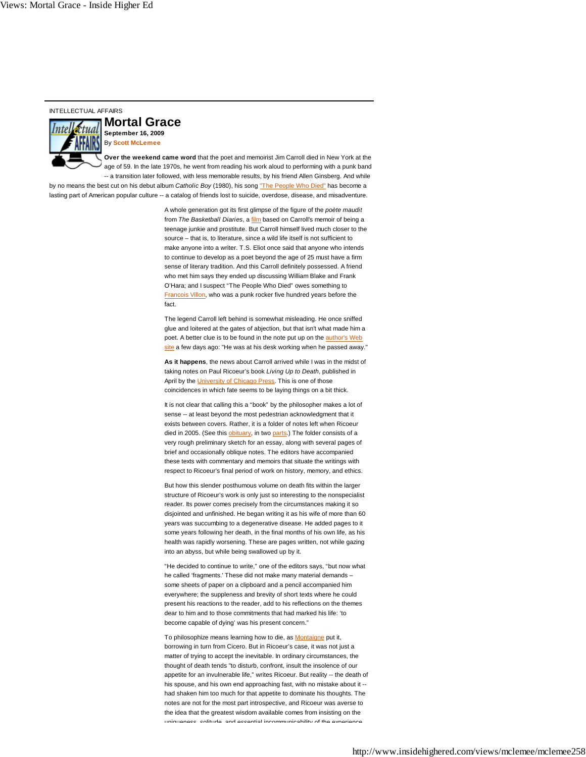INTELLECTUAL AFFAIRS

# Mortal Grace

**September 16, 2009**

By **Scott McLemee**

**Over the weekend came word** that the poet and memoirist Jim Carroll died in New York at the age of 59. In the late 1970s, he went from reading his work aloud to performing with a punk band -- a transition later followed, with less memorable results, by his friend Allen Ginsberg. And while by no means the best cut on his debut album *Catholic Boy* (1980), his song "The People Who Died" has become a lasting part of American popular culture -- a catalog of friends lost to suicide, overdose, disease, and misadventure.

A whole generation got its first glimpse of the figure of the *poète maudit* from *The Basketball Diaries*, a film based on Carroll's memoir of being a teenage junkie and prostitute. But Carroll himself lived much closer to the source – that is, to literature, since a wild life itself is not sufficient to make anyone into a writer. T.S. Eliot once said that anyone who intends to continue to develop as a poet beyond the age of 25 must have a firm sense of literary tradition. And this Carroll definitely possessed. A friend who met him says they ended up discussing William Blake and Frank O'Hara; and I suspect "The People Who Died" owes something to Francois Villon, who was a punk rocker five hundred years before the fact.

The legend Carroll left behind is somewhat misleading. He once sniffed glue and loitered at the gates of abjection, but that isn't what made him a poet. A better clue is to be found in the note put up on the author's Web site a few days ago: "He was at his desk working when he passed away."

**As it happens**, the news about Carroll arrived while I was in the midst of taking notes on Paul Ricoeur's book *Living Up to Death*, published in April by the University of Chicago Press. This is one of those coincidences in which fate seems to be laying things on a bit thick.

It is not clear that calling this a "book" by the philosopher makes a lot of sense -- at least beyond the most pedestrian acknowledgment that it exists between covers. Rather, it is a folder of notes left when Ricoeur died in 2005. (See this obituary, in two parts.) The folder consists of a very rough preliminary sketch for an essay, along with several pages of brief and occasionally oblique notes. The editors have accompanied these texts with commentary and memoirs that situate the writings with respect to Ricoeur's final period of work on history, memory, and ethics.

But how this slender posthumous volume on death fits within the larger structure of Ricoeur's work is only just so interesting to the nonspecialist reader. Its power comes precisely from the circumstances making it so disjointed and unfinished. He began writing it as his wife of more than 60 years was succumbing to a degenerative disease. He added pages to it some years following her death, in the final months of his own life, as his health was rapidly worsening. These are pages written, not while gazing into an abyss, but while being swallowed up by it.

"He decided to continue to write," one of the editors says, "but now what he called 'fragments.' These did not make many material demands – some sheets of paper on a clipboard and a pencil accompanied him everywhere; the suppleness and brevity of short texts where he could present his reactions to the reader, add to his reflections on the themes dear to him and to those commitments that had marked his life: 'to become capable of dying' was his present concern."

To philosophize means learning how to die, as Montaigne put it, borrowing in turn from Cicero. But in Ricoeur's case, it was not just a matter of trying to accept the inevitable. In ordinary circumstances, the thought of death tends "to disturb, confront, insult the insolence of our appetite for an invulnerable life," writes Ricoeur. But reality -- the death of his spouse, and his own end approaching fast, with no mistake about it -- had shaken him too much for that appetite to dominate his thoughts. The notes are not for the most part introspective, and Ricoeur was averse to the idea that the greatest wisdom available comes from insisting on the uniqueness, solitude, and essential incommunicability of the experience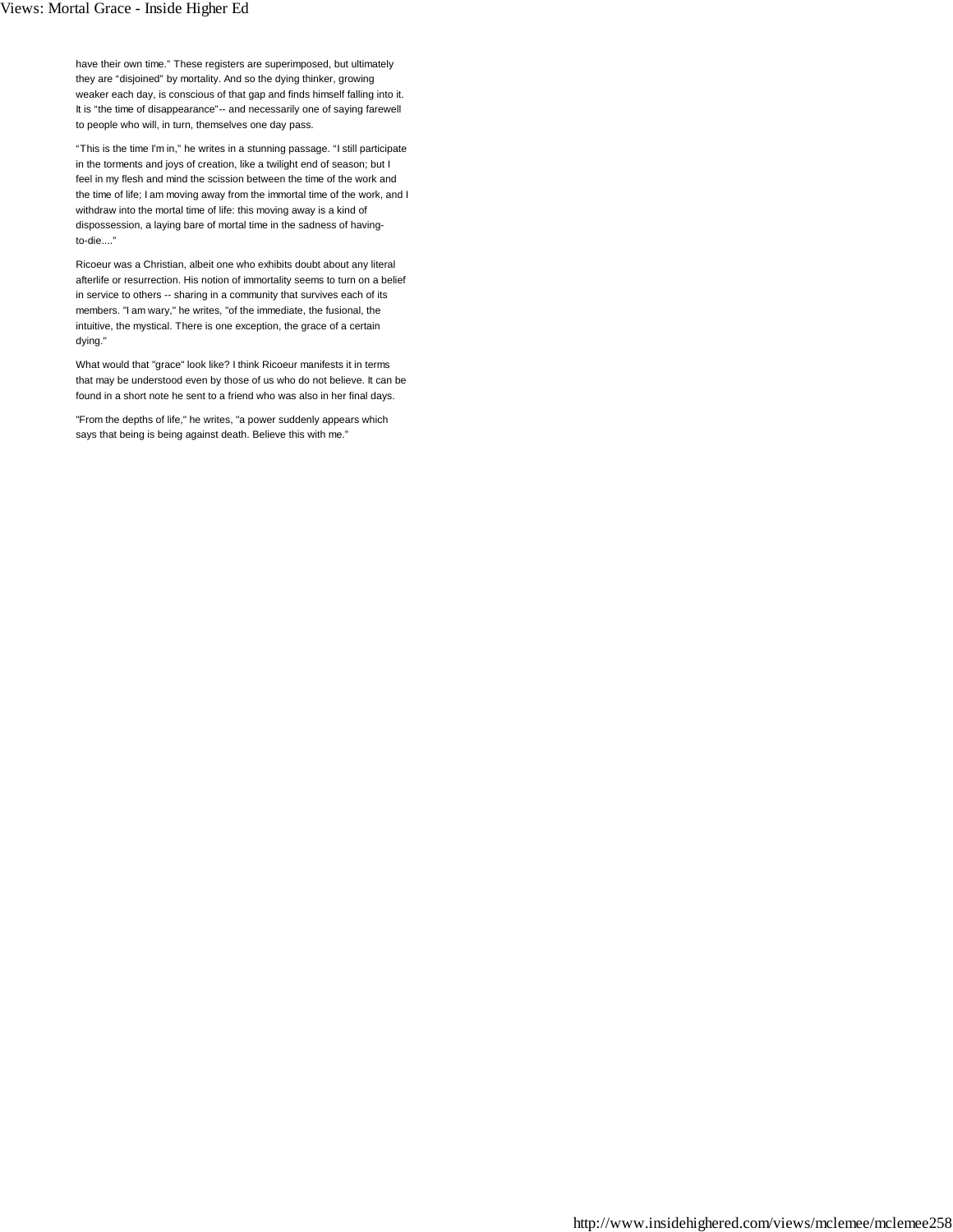have their own time." These registers are superimposed, but ultimately they are "disjoined" by mortality. And so the dying thinker, growing weaker each day, is conscious of that gap and finds himself falling into it. It is "the time of disappearance"-- and necessarily one of saying farewell to people who will, in turn, themselves one day pass.

"This is the time I'm in," he writes in a stunning passage. "I still participate in the torments and joys of creation, like a twilight end of season; but I feel in my flesh and mind the scission between the time of the work and the time of life; I am moving away from the immortal time of the work, and I withdraw into the mortal time of life: this moving away is a kind of dispossession, a laying bare of mortal time in the sadness of having-to-die...."

Ricoeur was a Christian, albeit one who exhibits doubt about any literal afterlife or resurrection. His notion of immortality seems to turn on a belief in service to others -- sharing in a community that survives each of its members. "I am wary," he writes, "of the immediate, the fusional, the intuitive, the mystical. There is one exception, the grace of a certain dying."

What would that "grace" look like? I think Ricoeur manifests it in terms that may be understood even by those of us who do not believe. It can be found in a short note he sent to a friend who was also in her final days.

"From the depths of life," he writes, "a power suddenly appears which says that being is being against death. Believe this with me."